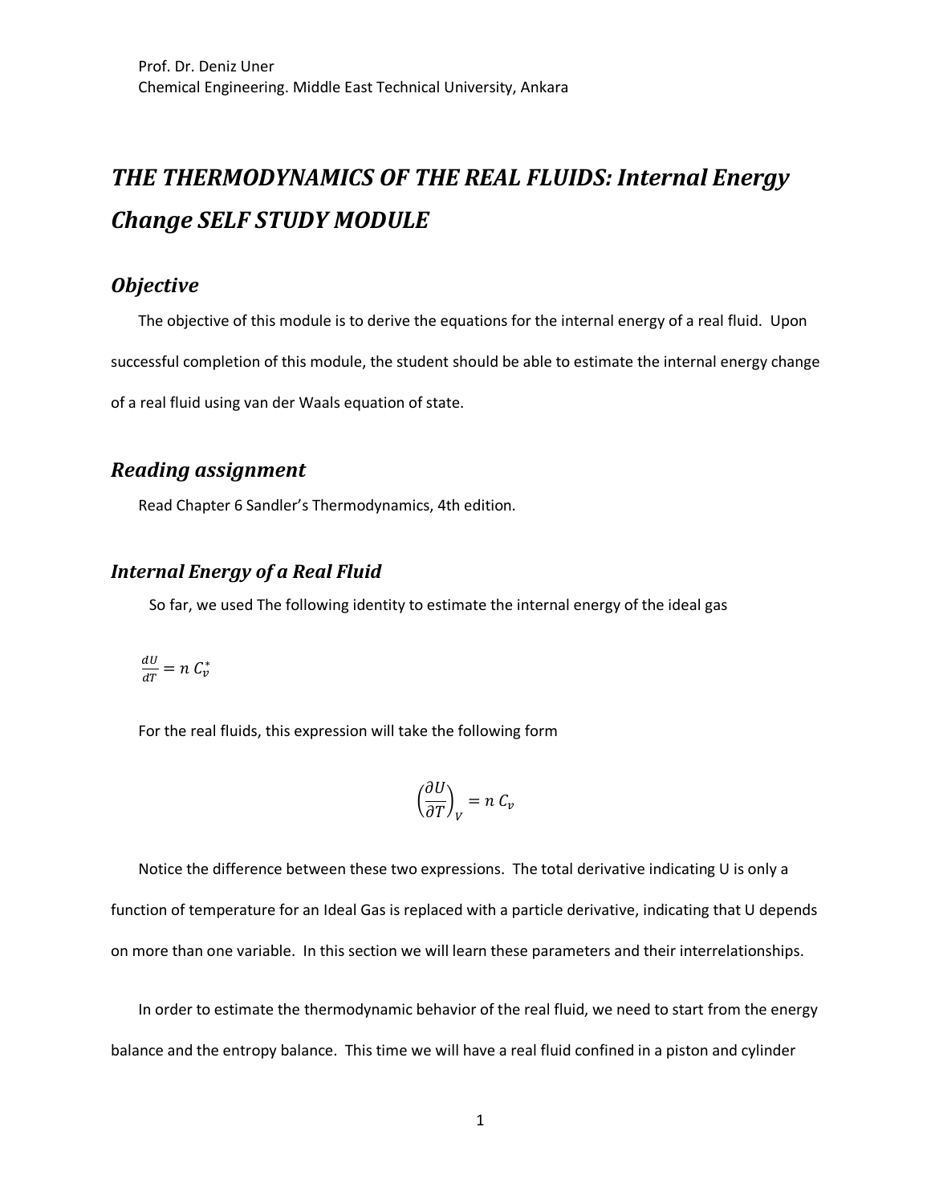Prof. Dr. Deniz Uner
Chemical Engineering. Middle East Technical University, Ankara

# *THE THERMODYNAMICS OF THE REAL FLUIDS: Internal Energy Change SELF STUDY MODULE*

## *Objective*

The objective of this module is to derive the equations for the internal energy of a real fluid. Upon successful completion of this module, the student should be able to estimate the internal energy change of a real fluid using van der Waals equation of state.

## *Reading assignment*

Read Chapter 6 Sandler's Thermodynamics, 4th edition.

## *Internal Energy of a Real Fluid*

So far, we used The following identity to estimate the internal energy of the ideal gas

$\frac{dU}{dT} = n\, C_v^*$

For the real fluids, this expression will take the following form

$$\left(\frac{\partial U}{\partial T}\right)_V = n\, C_v$$

Notice the difference between these two expressions. The total derivative indicating U is only a function of temperature for an Ideal Gas is replaced with a particle derivative, indicating that U depends on more than one variable. In this section we will learn these parameters and their interrelationships.

In order to estimate the thermodynamic behavior of the real fluid, we need to start from the energy balance and the entropy balance. This time we will have a real fluid confined in a piston and cylinder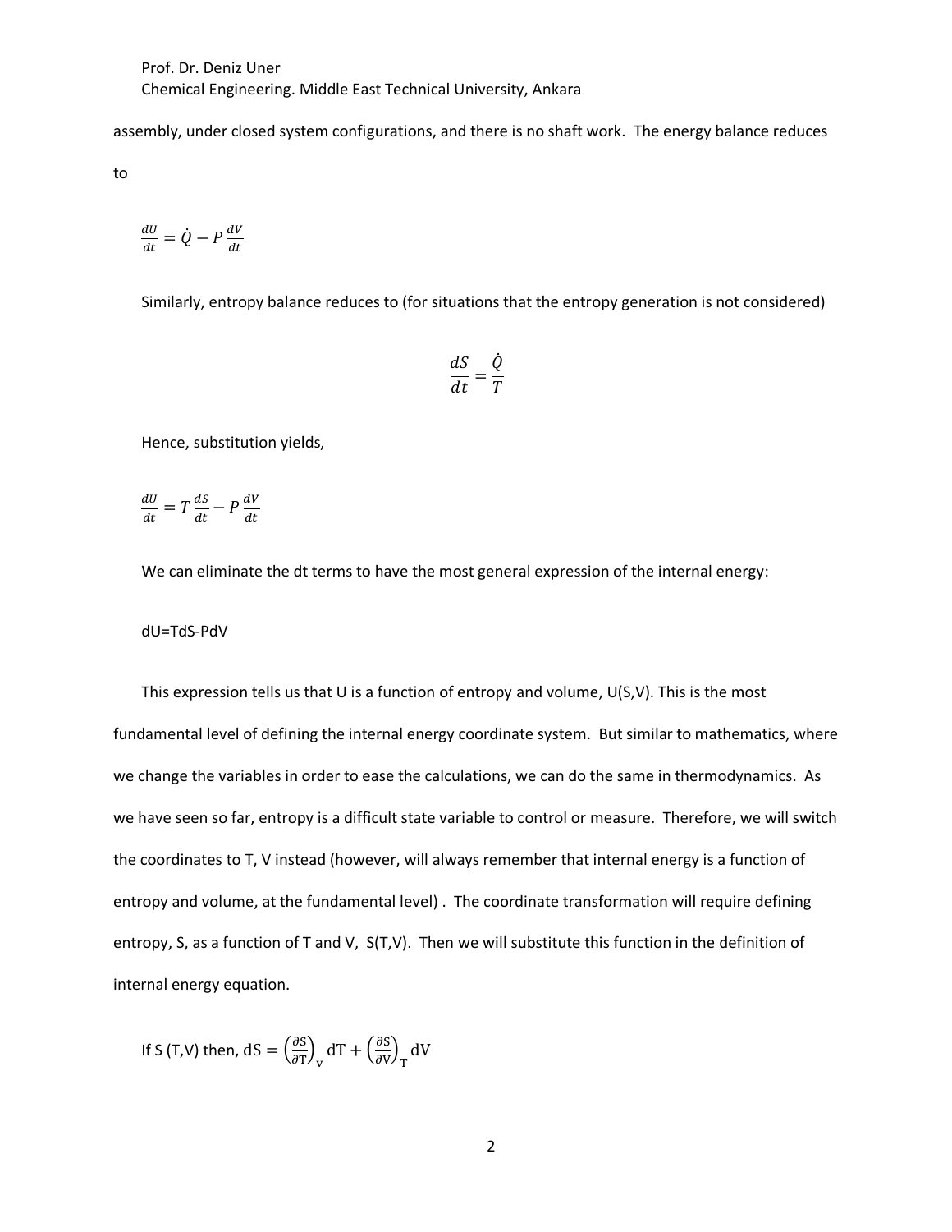assembly, under closed system configurations, and there is no shaft work. The energy balance reduces to

$$\frac{dU}{dt} = \dot{Q} - P\frac{dV}{dt}$$

Similarly, entropy balance reduces to (for situations that the entropy generation is not considered)

$$\frac{dS}{dt} = \frac{\dot{Q}}{T}$$

Hence, substitution yields,

$$\frac{dU}{dt} = T\frac{dS}{dt} - P\frac{dV}{dt}$$

We can eliminate the dt terms to have the most general expression of the internal energy:

$$dU = TdS - PdV$$

This expression tells us that U is a function of entropy and volume, U(S,V). This is the most fundamental level of defining the internal energy coordinate system. But similar to mathematics, where we change the variables in order to ease the calculations, we can do the same in thermodynamics. As we have seen so far, entropy is a difficult state variable to control or measure. Therefore, we will switch the coordinates to T, V instead (however, will always remember that internal energy is a function of entropy and volume, at the fundamental level) . The coordinate transformation will require defining entropy, S, as a function of T and V, S(T,V). Then we will substitute this function in the definition of internal energy equation.

If S (T,V) then, $dS = \left(\frac{\partial S}{\partial T}\right)_v dT + \left(\frac{\partial S}{\partial V}\right)_T dV$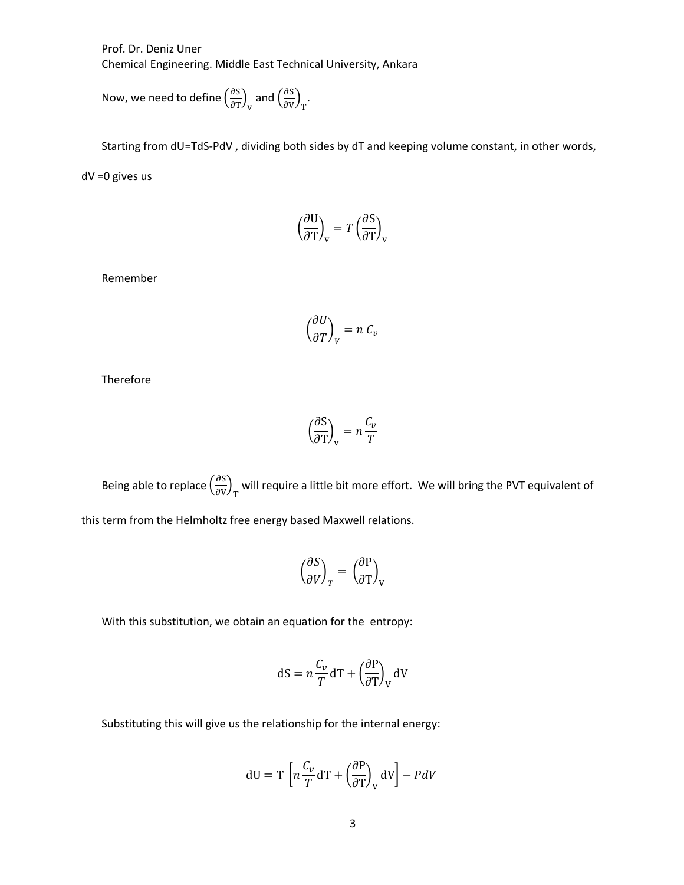Now, we need to define $\left(\frac{\partial S}{\partial T}\right)_V$ and $\left(\frac{\partial S}{\partial V}\right)_T$.

Starting from dU=TdS-PdV , dividing both sides by dT and keeping volume constant, in other words, dV =0 gives us

$$\left(\frac{\partial U}{\partial T}\right)_V = T\left(\frac{\partial S}{\partial T}\right)_V$$

Remember

$$\left(\frac{\partial U}{\partial T}\right)_V = n\,C_v$$

Therefore

$$\left(\frac{\partial S}{\partial T}\right)_V = n\frac{C_v}{T}$$

Being able to replace $\left(\frac{\partial S}{\partial V}\right)_T$ will require a little bit more effort. We will bring the PVT equivalent of this term from the Helmholtz free energy based Maxwell relations.

$$\left(\frac{\partial S}{\partial V}\right)_T = \left(\frac{\partial P}{\partial T}\right)_V$$

With this substitution, we obtain an equation for the entropy:

$$dS = n\frac{C_v}{T}dT + \left(\frac{\partial P}{\partial T}\right)_V dV$$

Substituting this will give us the relationship for the internal energy:

$$dU = T\left[n\frac{C_v}{T}dT + \left(\frac{\partial P}{\partial T}\right)_V dV\right] - PdV$$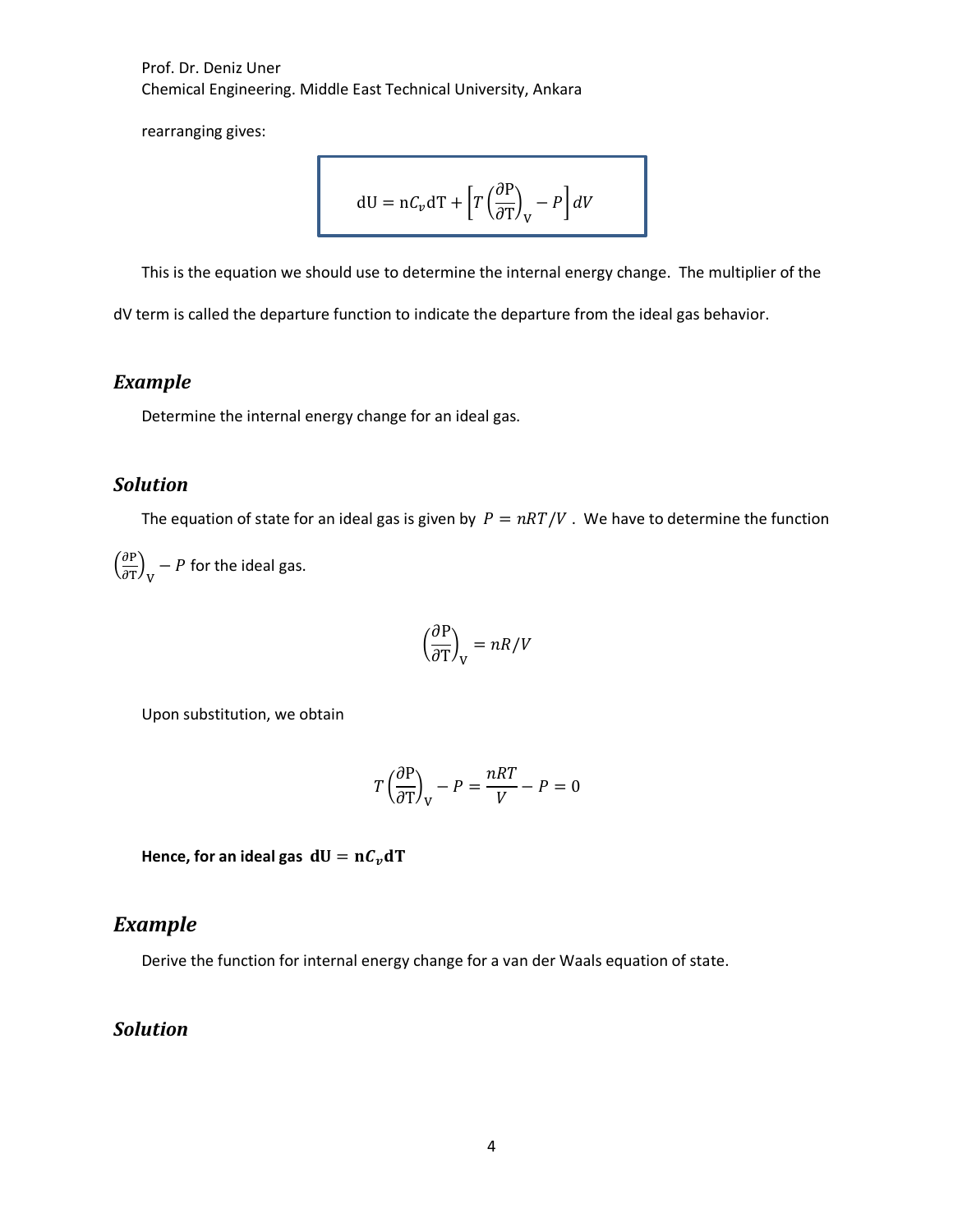rearranging gives:

$$\mathrm{dU} = \mathrm{n}C_v\mathrm{dT} + \left[T\left(\frac{\partial \mathrm{P}}{\partial \mathrm{T}}\right)_{\mathrm{V}} - P\right]dV$$

This is the equation we should use to determine the internal energy change. The multiplier of the dV term is called the departure function to indicate the departure from the ideal gas behavior.

## *Example*

Determine the internal energy change for an ideal gas.

## *Solution*

The equation of state for an ideal gas is given by $P = nRT/V$. We have to determine the function $\left(\frac{\partial \mathrm{P}}{\partial \mathrm{T}}\right)_{\mathrm{V}} - P$ for the ideal gas.

$$\left(\frac{\partial \mathrm{P}}{\partial \mathrm{T}}\right)_{\mathrm{V}} = nR/V$$

Upon substitution, we obtain

$$T\left(\frac{\partial \mathrm{P}}{\partial \mathrm{T}}\right)_{\mathrm{V}} - P = \frac{nRT}{V} - P = 0$$

**Hence, for an ideal gas $\mathbf{dU = n}C_v\mathbf{dT}$**

## *Example*

Derive the function for internal energy change for a van der Waals equation of state.

## *Solution*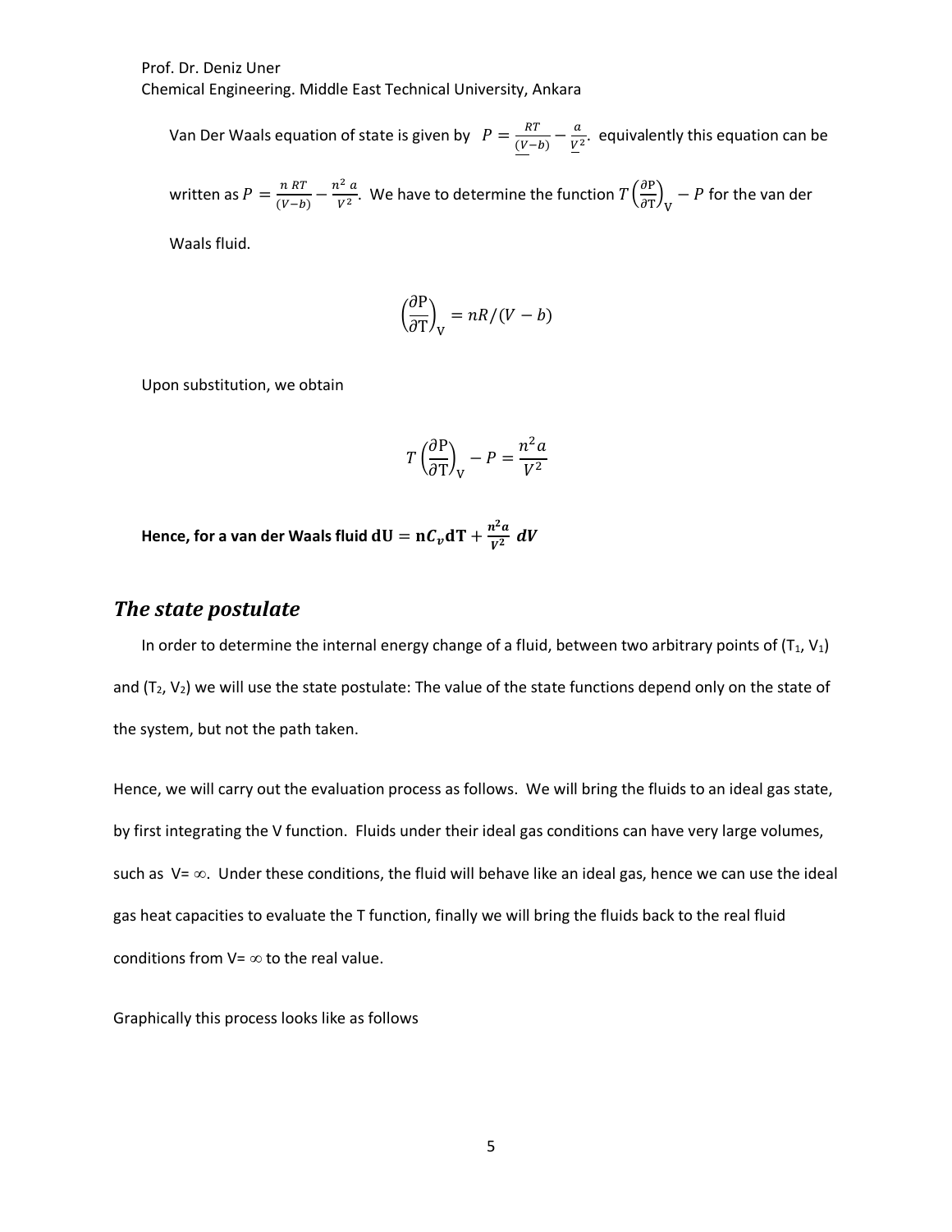Van Der Waals equation of state is given by $P = \frac{RT}{(V-b)} - \frac{a}{V^2}$. equivalently this equation can be written as $P = \frac{n\,RT}{(V-b)} - \frac{n^2\,a}{V^2}$. We have to determine the function $T\left(\frac{\partial \mathrm{P}}{\partial \mathrm{T}}\right)_{\mathrm{V}} - P$ for the van der Waals fluid.

$$\left(\frac{\partial \mathrm{P}}{\partial \mathrm{T}}\right)_{\mathrm{V}} = nR/(V-b)$$

Upon substitution, we obtain

$$T\left(\frac{\partial \mathrm{P}}{\partial \mathrm{T}}\right)_{\mathrm{V}} - P = \frac{n^2 a}{V^2}$$

**Hence, for a van der Waals fluid** $\mathbf{dU} = \mathbf{n}\boldsymbol{C_v}\mathbf{dT} + \boldsymbol{\frac{n^2 a}{V^2}\,dV}$

## *The state postulate*

In order to determine the internal energy change of a fluid, between two arbitrary points of ($T_1$, $V_1$) and ($T_2$, $V_2$) we will use the state postulate: The value of the state functions depend only on the state of the system, but not the path taken.

Hence, we will carry out the evaluation process as follows. We will bring the fluids to an ideal gas state, by first integrating the V function. Fluids under their ideal gas conditions can have very large volumes, such as $V = \infty$. Under these conditions, the fluid will behave like an ideal gas, hence we can use the ideal gas heat capacities to evaluate the T function, finally we will bring the fluids back to the real fluid conditions from $V = \infty$ to the real value.

Graphically this process looks like as follows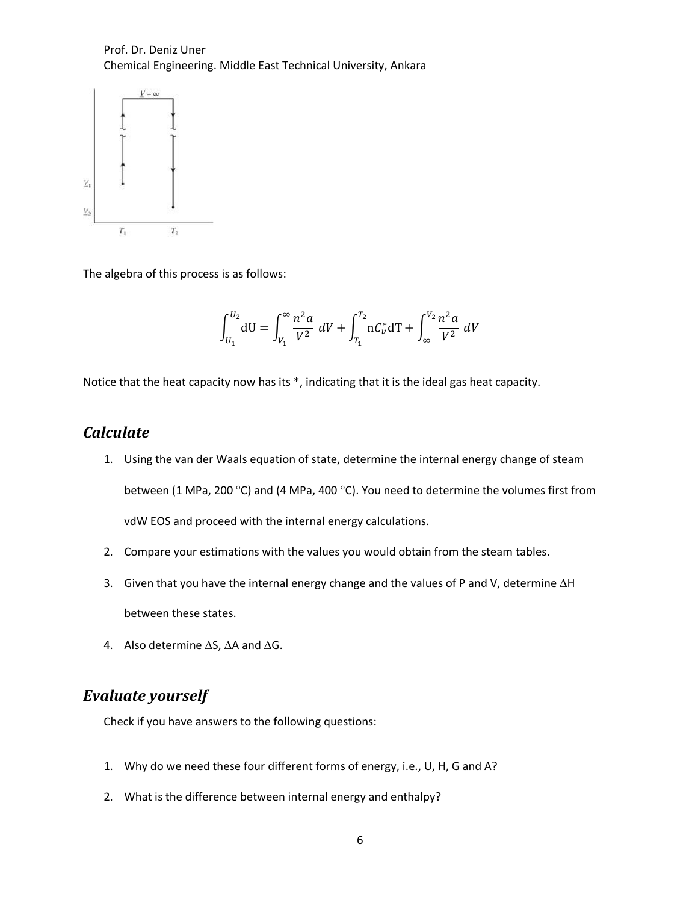The algebra of this process is as follows:

$$\int_{U_1}^{U_2} \mathrm{dU} = \int_{V_1}^{\infty} \frac{n^2 a}{V^2}\, dV + \int_{T_1}^{T_2} \mathrm{n}C_v^* \mathrm{dT} + \int_{\infty}^{V_2} \frac{n^2 a}{V^2}\, dV$$

Notice that the heat capacity now has its *, indicating that it is the ideal gas heat capacity.

## *Calculate*

1. Using the van der Waals equation of state, determine the internal energy change of steam between (1 MPa, 200 °C) and (4 MPa, 400 °C). You need to determine the volumes first from vdW EOS and proceed with the internal energy calculations.
2. Compare your estimations with the values you would obtain from the steam tables.
3. Given that you have the internal energy change and the values of P and V, determine $\Delta$H between these states.
4. Also determine $\Delta$S, $\Delta$A and $\Delta$G.

## *Evaluate yourself*

Check if you have answers to the following questions:

1. Why do we need these four different forms of energy, i.e., U, H, G and A?
2. What is the difference between internal energy and enthalpy?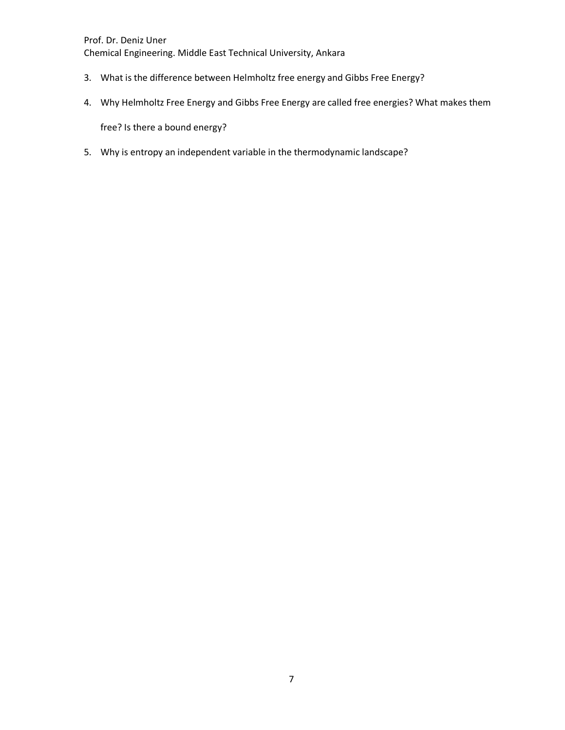3. What is the difference between Helmholtz free energy and Gibbs Free Energy?

4. Why Helmholtz Free Energy and Gibbs Free Energy are called free energies? What makes them free? Is there a bound energy?

5. Why is entropy an independent variable in the thermodynamic landscape?